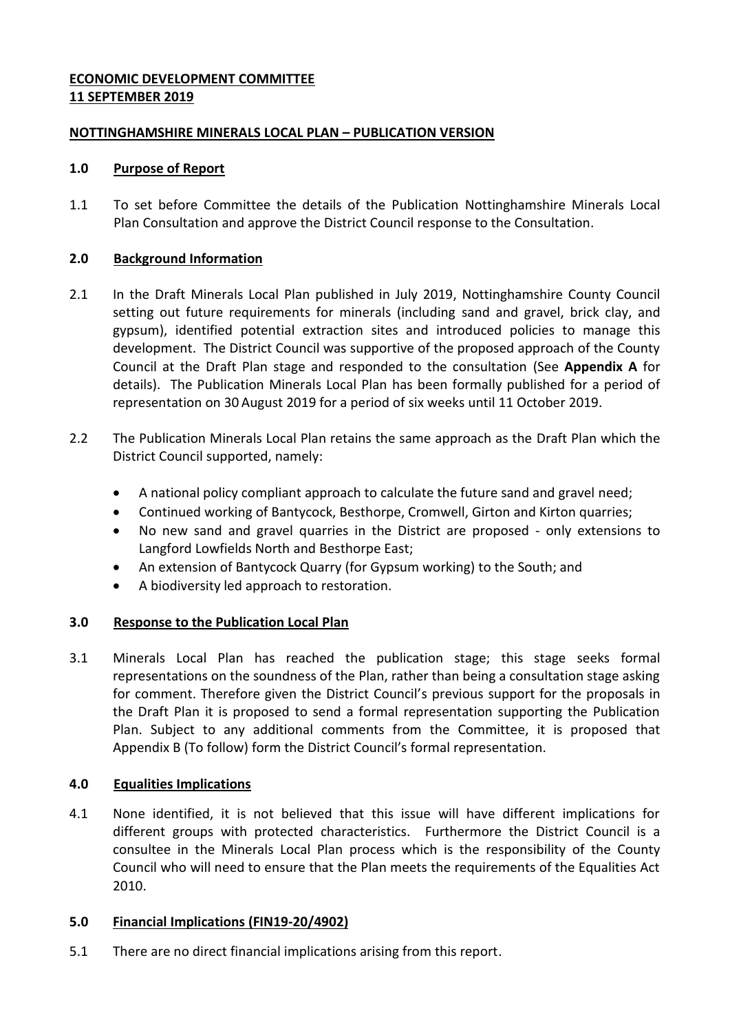**ECONOMIC DEVELOPMENT COMMITTEE**
**11 SEPTEMBER 2019**

**NOTTINGHAMSHIRE MINERALS LOCAL PLAN – PUBLICATION VERSION**

## 1.0 Purpose of Report

1.1 To set before Committee the details of the Publication Nottinghamshire Minerals Local Plan Consultation and approve the District Council response to the Consultation.

## 2.0 Background Information

2.1 In the Draft Minerals Local Plan published in July 2019, Nottinghamshire County Council setting out future requirements for minerals (including sand and gravel, brick clay, and gypsum), identified potential extraction sites and introduced policies to manage this development. The District Council was supportive of the proposed approach of the County Council at the Draft Plan stage and responded to the consultation (See **Appendix A** for details). The Publication Minerals Local Plan has been formally published for a period of representation on 30 August 2019 for a period of six weeks until 11 October 2019.

2.2 The Publication Minerals Local Plan retains the same approach as the Draft Plan which the District Council supported, namely:

- A national policy compliant approach to calculate the future sand and gravel need;
- Continued working of Bantycock, Besthorpe, Cromwell, Girton and Kirton quarries;
- No new sand and gravel quarries in the District are proposed - only extensions to Langford Lowfields North and Besthorpe East;
- An extension of Bantycock Quarry (for Gypsum working) to the South; and
- A biodiversity led approach to restoration.

## 3.0 Response to the Publication Local Plan

3.1 Minerals Local Plan has reached the publication stage; this stage seeks formal representations on the soundness of the Plan, rather than being a consultation stage asking for comment. Therefore given the District Council's previous support for the proposals in the Draft Plan it is proposed to send a formal representation supporting the Publication Plan. Subject to any additional comments from the Committee, it is proposed that Appendix B (To follow) form the District Council's formal representation.

## 4.0 Equalities Implications

4.1 None identified, it is not believed that this issue will have different implications for different groups with protected characteristics. Furthermore the District Council is a consultee in the Minerals Local Plan process which is the responsibility of the County Council who will need to ensure that the Plan meets the requirements of the Equalities Act 2010.

## 5.0 Financial Implications (FIN19-20/4902)

5.1 There are no direct financial implications arising from this report.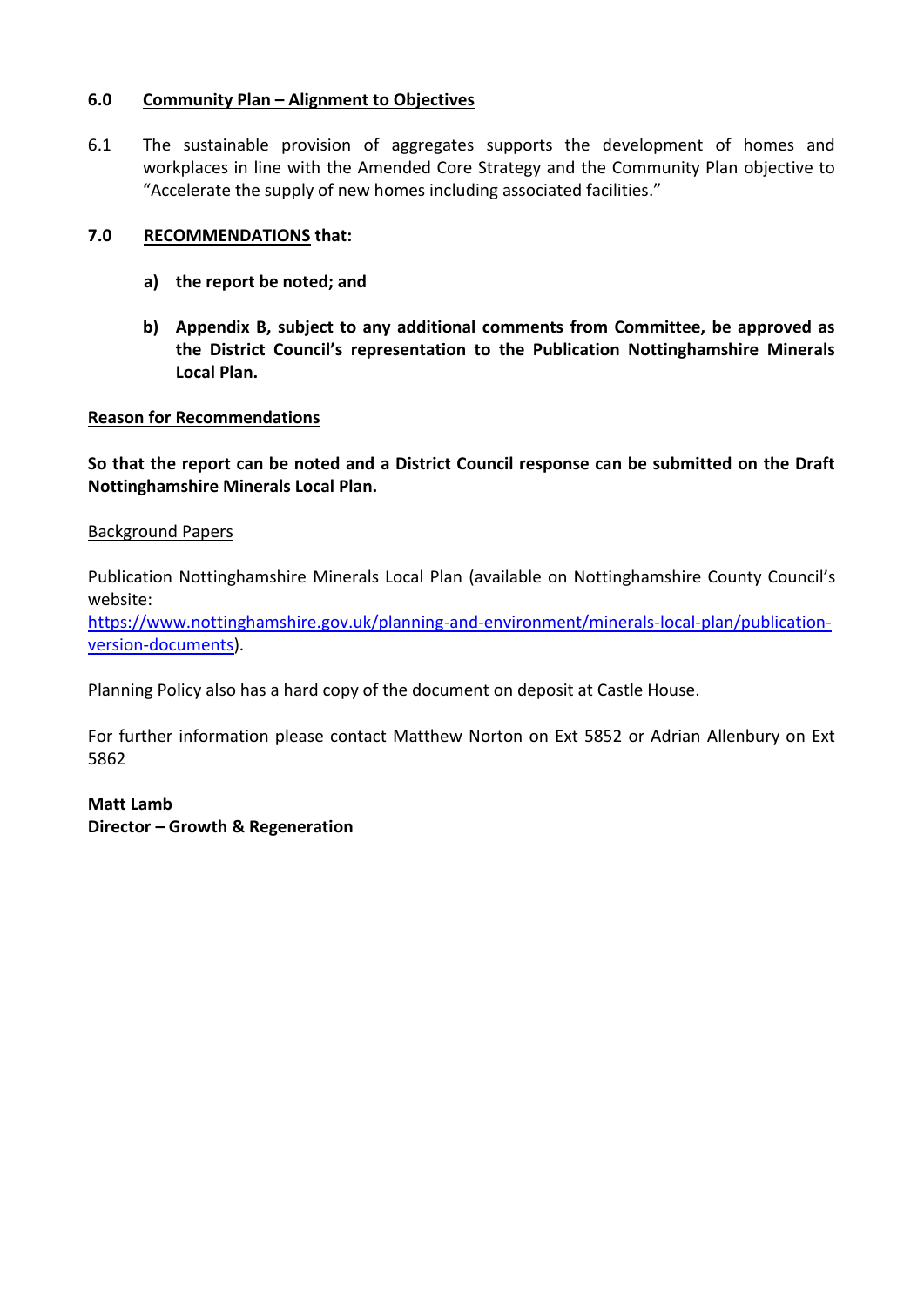## 6.0 Community Plan – Alignment to Objectives

6.1 The sustainable provision of aggregates supports the development of homes and workplaces in line with the Amended Core Strategy and the Community Plan objective to "Accelerate the supply of new homes including associated facilities."

## 7.0 RECOMMENDATIONS that:

**a) the report be noted; and**

**b) Appendix B, subject to any additional comments from Committee, be approved as the District Council's representation to the Publication Nottinghamshire Minerals Local Plan.**

**Reason for Recommendations**

**So that the report can be noted and a District Council response can be submitted on the Draft Nottinghamshire Minerals Local Plan.**

Background Papers

Publication Nottinghamshire Minerals Local Plan (available on Nottinghamshire County Council's website: [https://www.nottinghamshire.gov.uk/planning-and-environment/minerals-local-plan/publication-version-documents](https://www.nottinghamshire.gov.uk/planning-and-environment/minerals-local-plan/publication-version-documents)).

Planning Policy also has a hard copy of the document on deposit at Castle House.

For further information please contact Matthew Norton on Ext 5852 or Adrian Allenbury on Ext 5862

**Matt Lamb**
**Director – Growth & Regeneration**